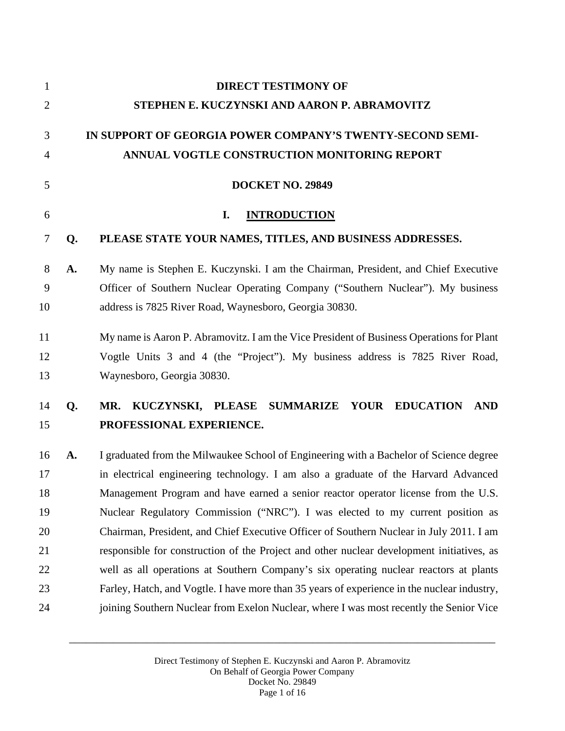# DIRECT TESTIMONY OF
# STEPHEN E. KUCZYNSKI AND AARON P. ABRAMOVITZ

## IN SUPPORT OF GEORGIA POWER COMPANY'S TWENTY-SECOND SEMI-ANNUAL VOGTLE CONSTRUCTION MONITORING REPORT

## DOCKET NO. 29849

## I. INTRODUCTION

**Q. PLEASE STATE YOUR NAMES, TITLES, AND BUSINESS ADDRESSES.**

**A.** My name is Stephen E. Kuczynski. I am the Chairman, President, and Chief Executive Officer of Southern Nuclear Operating Company ("Southern Nuclear"). My business address is 7825 River Road, Waynesboro, Georgia 30830.

My name is Aaron P. Abramovitz. I am the Vice President of Business Operations for Plant Vogtle Units 3 and 4 (the "Project"). My business address is 7825 River Road, Waynesboro, Georgia 30830.

**Q. MR. KUCZYNSKI, PLEASE SUMMARIZE YOUR EDUCATION AND PROFESSIONAL EXPERIENCE.**

**A.** I graduated from the Milwaukee School of Engineering with a Bachelor of Science degree in electrical engineering technology. I am also a graduate of the Harvard Advanced Management Program and have earned a senior reactor operator license from the U.S. Nuclear Regulatory Commission ("NRC"). I was elected to my current position as Chairman, President, and Chief Executive Officer of Southern Nuclear in July 2011. I am responsible for construction of the Project and other nuclear development initiatives, as well as all operations at Southern Company's six operating nuclear reactors at plants Farley, Hatch, and Vogtle. I have more than 35 years of experience in the nuclear industry, joining Southern Nuclear from Exelon Nuclear, where I was most recently the Senior Vice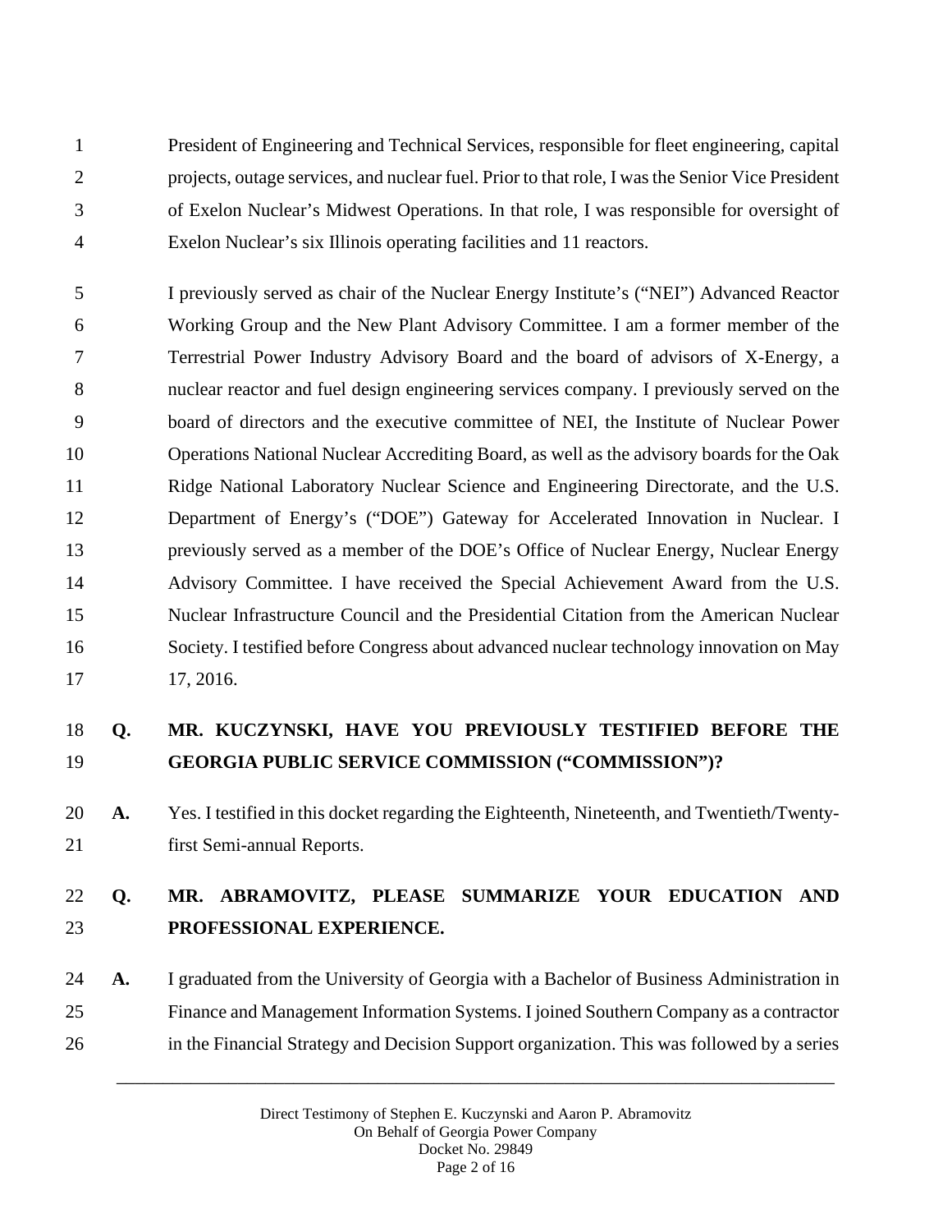President of Engineering and Technical Services, responsible for fleet engineering, capital projects, outage services, and nuclear fuel. Prior to that role, I was the Senior Vice President of Exelon Nuclear's Midwest Operations. In that role, I was responsible for oversight of Exelon Nuclear's six Illinois operating facilities and 11 reactors.

I previously served as chair of the Nuclear Energy Institute's ("NEI") Advanced Reactor Working Group and the New Plant Advisory Committee. I am a former member of the Terrestrial Power Industry Advisory Board and the board of advisors of X-Energy, a nuclear reactor and fuel design engineering services company. I previously served on the board of directors and the executive committee of NEI, the Institute of Nuclear Power Operations National Nuclear Accrediting Board, as well as the advisory boards for the Oak Ridge National Laboratory Nuclear Science and Engineering Directorate, and the U.S. Department of Energy's ("DOE") Gateway for Accelerated Innovation in Nuclear. I previously served as a member of the DOE's Office of Nuclear Energy, Nuclear Energy Advisory Committee. I have received the Special Achievement Award from the U.S. Nuclear Infrastructure Council and the Presidential Citation from the American Nuclear Society. I testified before Congress about advanced nuclear technology innovation on May 17, 2016.

**Q. MR. KUCZYNSKI, HAVE YOU PREVIOUSLY TESTIFIED BEFORE THE GEORGIA PUBLIC SERVICE COMMISSION ("COMMISSION")?**

**A.** Yes. I testified in this docket regarding the Eighteenth, Nineteenth, and Twentieth/Twenty-first Semi-annual Reports.

**Q. MR. ABRAMOVITZ, PLEASE SUMMARIZE YOUR EDUCATION AND PROFESSIONAL EXPERIENCE.**

**A.** I graduated from the University of Georgia with a Bachelor of Business Administration in Finance and Management Information Systems. I joined Southern Company as a contractor in the Financial Strategy and Decision Support organization. This was followed by a series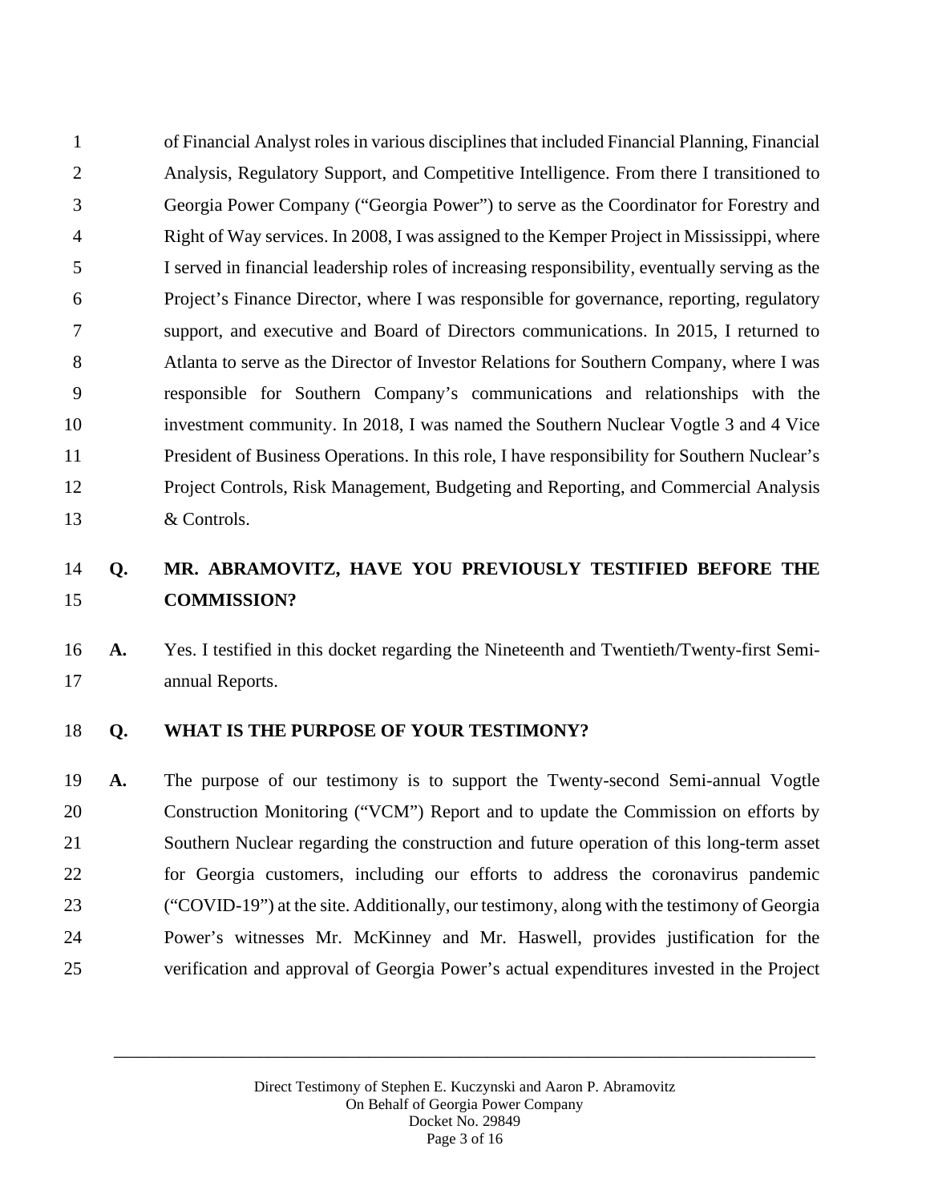of Financial Analyst roles in various disciplines that included Financial Planning, Financial Analysis, Regulatory Support, and Competitive Intelligence. From there I transitioned to Georgia Power Company ("Georgia Power") to serve as the Coordinator for Forestry and Right of Way services. In 2008, I was assigned to the Kemper Project in Mississippi, where I served in financial leadership roles of increasing responsibility, eventually serving as the Project's Finance Director, where I was responsible for governance, reporting, regulatory support, and executive and Board of Directors communications. In 2015, I returned to Atlanta to serve as the Director of Investor Relations for Southern Company, where I was responsible for Southern Company's communications and relationships with the investment community. In 2018, I was named the Southern Nuclear Vogtle 3 and 4 Vice President of Business Operations. In this role, I have responsibility for Southern Nuclear's Project Controls, Risk Management, Budgeting and Reporting, and Commercial Analysis & Controls.

**Q. MR. ABRAMOVITZ, HAVE YOU PREVIOUSLY TESTIFIED BEFORE THE COMMISSION?**

**A.** Yes. I testified in this docket regarding the Nineteenth and Twentieth/Twenty-first Semi-annual Reports.

**Q. WHAT IS THE PURPOSE OF YOUR TESTIMONY?**

**A.** The purpose of our testimony is to support the Twenty-second Semi-annual Vogtle Construction Monitoring ("VCM") Report and to update the Commission on efforts by Southern Nuclear regarding the construction and future operation of this long-term asset for Georgia customers, including our efforts to address the coronavirus pandemic ("COVID-19") at the site. Additionally, our testimony, along with the testimony of Georgia Power's witnesses Mr. McKinney and Mr. Haswell, provides justification for the verification and approval of Georgia Power's actual expenditures invested in the Project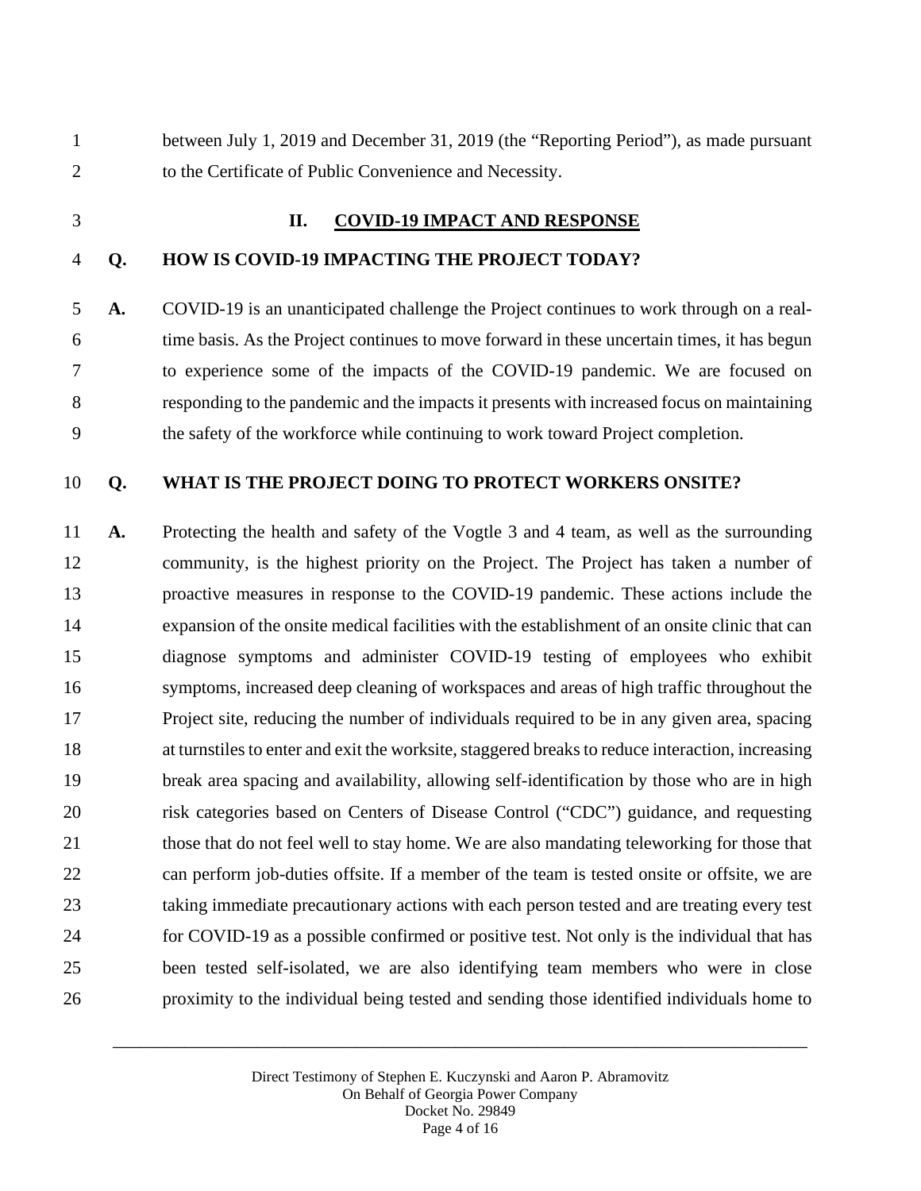between July 1, 2019 and December 31, 2019 (the "Reporting Period"), as made pursuant to the Certificate of Public Convenience and Necessity.

## II. COVID-19 IMPACT AND RESPONSE

**Q. HOW IS COVID-19 IMPACTING THE PROJECT TODAY?**

**A.** COVID-19 is an unanticipated challenge the Project continues to work through on a real-time basis. As the Project continues to move forward in these uncertain times, it has begun to experience some of the impacts of the COVID-19 pandemic. We are focused on responding to the pandemic and the impacts it presents with increased focus on maintaining the safety of the workforce while continuing to work toward Project completion.

**Q. WHAT IS THE PROJECT DOING TO PROTECT WORKERS ONSITE?**

**A.** Protecting the health and safety of the Vogtle 3 and 4 team, as well as the surrounding community, is the highest priority on the Project. The Project has taken a number of proactive measures in response to the COVID-19 pandemic. These actions include the expansion of the onsite medical facilities with the establishment of an onsite clinic that can diagnose symptoms and administer COVID-19 testing of employees who exhibit symptoms, increased deep cleaning of workspaces and areas of high traffic throughout the Project site, reducing the number of individuals required to be in any given area, spacing at turnstiles to enter and exit the worksite, staggered breaks to reduce interaction, increasing break area spacing and availability, allowing self-identification by those who are in high risk categories based on Centers of Disease Control ("CDC") guidance, and requesting those that do not feel well to stay home. We are also mandating teleworking for those that can perform job-duties offsite. If a member of the team is tested onsite or offsite, we are taking immediate precautionary actions with each person tested and are treating every test for COVID-19 as a possible confirmed or positive test. Not only is the individual that has been tested self-isolated, we are also identifying team members who were in close proximity to the individual being tested and sending those identified individuals home to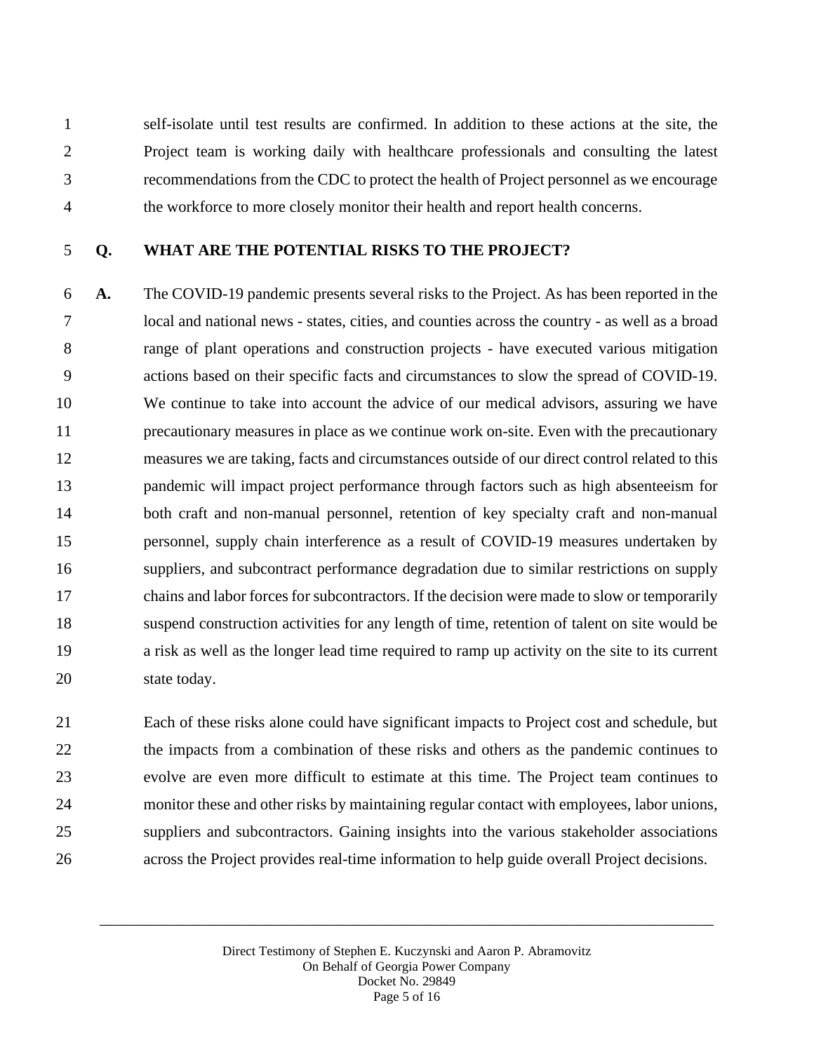self-isolate until test results are confirmed. In addition to these actions at the site, the Project team is working daily with healthcare professionals and consulting the latest recommendations from the CDC to protect the health of Project personnel as we encourage the workforce to more closely monitor their health and report health concerns.

**Q. WHAT ARE THE POTENTIAL RISKS TO THE PROJECT?**

**A.** The COVID-19 pandemic presents several risks to the Project. As has been reported in the local and national news - states, cities, and counties across the country - as well as a broad range of plant operations and construction projects - have executed various mitigation actions based on their specific facts and circumstances to slow the spread of COVID-19. We continue to take into account the advice of our medical advisors, assuring we have precautionary measures in place as we continue work on-site. Even with the precautionary measures we are taking, facts and circumstances outside of our direct control related to this pandemic will impact project performance through factors such as high absenteeism for both craft and non-manual personnel, retention of key specialty craft and non-manual personnel, supply chain interference as a result of COVID-19 measures undertaken by suppliers, and subcontract performance degradation due to similar restrictions on supply chains and labor forces for subcontractors. If the decision were made to slow or temporarily suspend construction activities for any length of time, retention of talent on site would be a risk as well as the longer lead time required to ramp up activity on the site to its current state today.

Each of these risks alone could have significant impacts to Project cost and schedule, but the impacts from a combination of these risks and others as the pandemic continues to evolve are even more difficult to estimate at this time. The Project team continues to monitor these and other risks by maintaining regular contact with employees, labor unions, suppliers and subcontractors. Gaining insights into the various stakeholder associations across the Project provides real-time information to help guide overall Project decisions.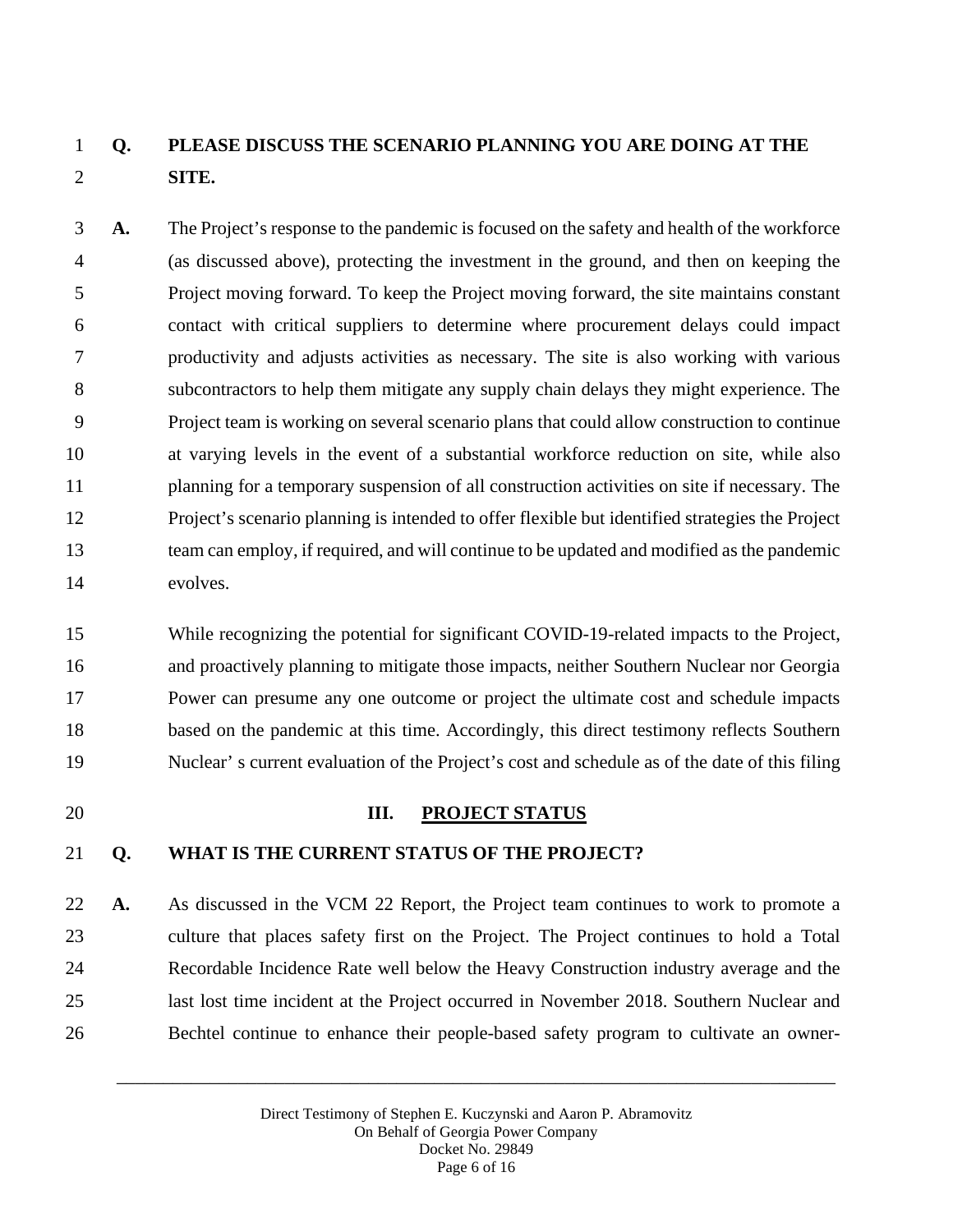**Q. PLEASE DISCUSS THE SCENARIO PLANNING YOU ARE DOING AT THE SITE.**

**A.** The Project's response to the pandemic is focused on the safety and health of the workforce (as discussed above), protecting the investment in the ground, and then on keeping the Project moving forward. To keep the Project moving forward, the site maintains constant contact with critical suppliers to determine where procurement delays could impact productivity and adjusts activities as necessary. The site is also working with various subcontractors to help them mitigate any supply chain delays they might experience. The Project team is working on several scenario plans that could allow construction to continue at varying levels in the event of a substantial workforce reduction on site, while also planning for a temporary suspension of all construction activities on site if necessary. The Project's scenario planning is intended to offer flexible but identified strategies the Project team can employ, if required, and will continue to be updated and modified as the pandemic evolves.

While recognizing the potential for significant COVID-19-related impacts to the Project, and proactively planning to mitigate those impacts, neither Southern Nuclear nor Georgia Power can presume any one outcome or project the ultimate cost and schedule impacts based on the pandemic at this time. Accordingly, this direct testimony reflects Southern Nuclear' s current evaluation of the Project's cost and schedule as of the date of this filing

## III. PROJECT STATUS

**Q. WHAT IS THE CURRENT STATUS OF THE PROJECT?**

**A.** As discussed in the VCM 22 Report, the Project team continues to work to promote a culture that places safety first on the Project. The Project continues to hold a Total Recordable Incidence Rate well below the Heavy Construction industry average and the last lost time incident at the Project occurred in November 2018. Southern Nuclear and Bechtel continue to enhance their people-based safety program to cultivate an owner-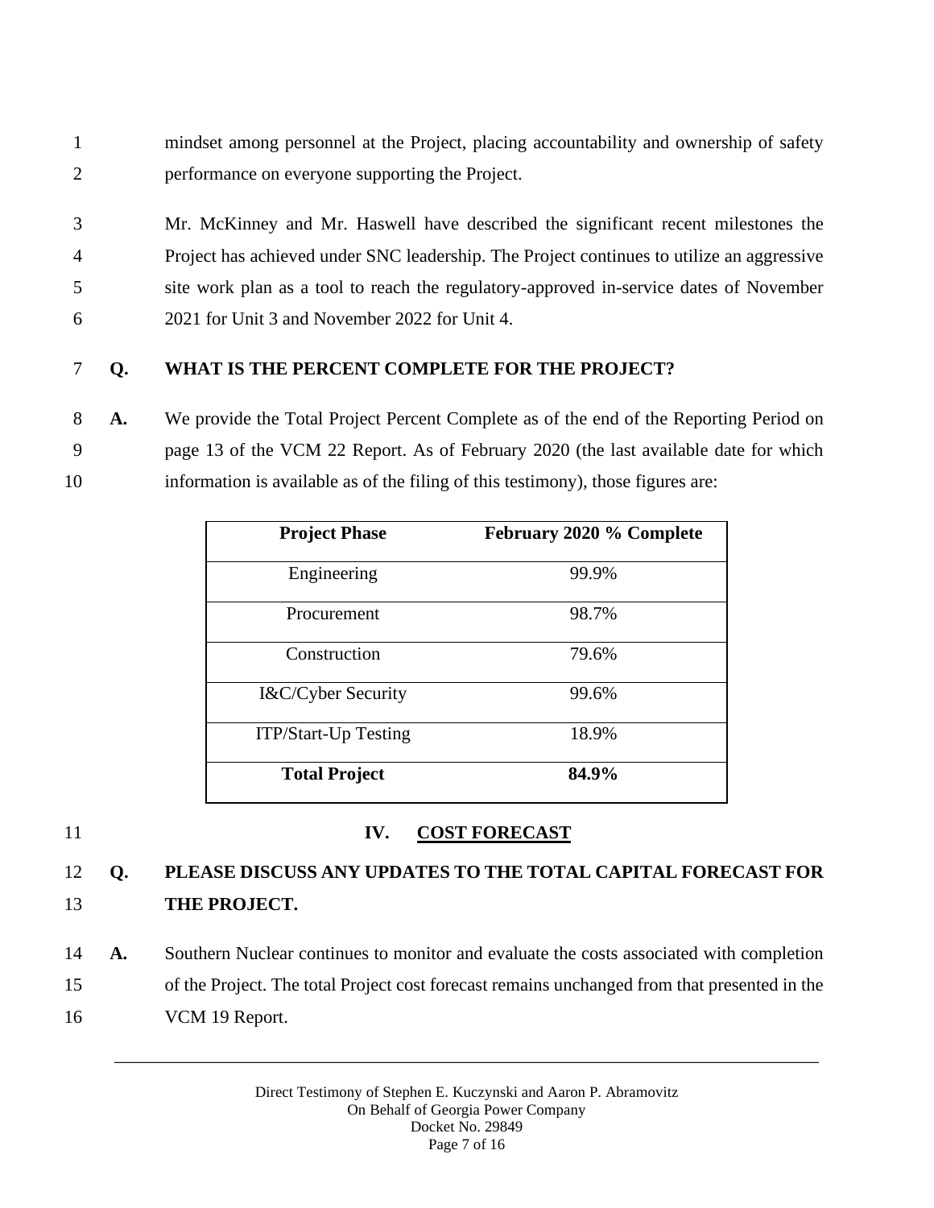mindset among personnel at the Project, placing accountability and ownership of safety performance on everyone supporting the Project.

Mr. McKinney and Mr. Haswell have described the significant recent milestones the Project has achieved under SNC leadership. The Project continues to utilize an aggressive site work plan as a tool to reach the regulatory-approved in-service dates of November 2021 for Unit 3 and November 2022 for Unit 4.

**Q. WHAT IS THE PERCENT COMPLETE FOR THE PROJECT?**

**A.** We provide the Total Project Percent Complete as of the end of the Reporting Period on page 13 of the VCM 22 Report. As of February 2020 (the last available date for which information is available as of the filing of this testimony), those figures are:

| Project Phase | February 2020 % Complete |
|---|---|
| Engineering | 99.9% |
| Procurement | 98.7% |
| Construction | 79.6% |
| I&C/Cyber Security | 99.6% |
| ITP/Start-Up Testing | 18.9% |
| **Total Project** | **84.9%** |

## IV. COST FORECAST

**Q. PLEASE DISCUSS ANY UPDATES TO THE TOTAL CAPITAL FORECAST FOR THE PROJECT.**

**A.** Southern Nuclear continues to monitor and evaluate the costs associated with completion of the Project. The total Project cost forecast remains unchanged from that presented in the VCM 19 Report.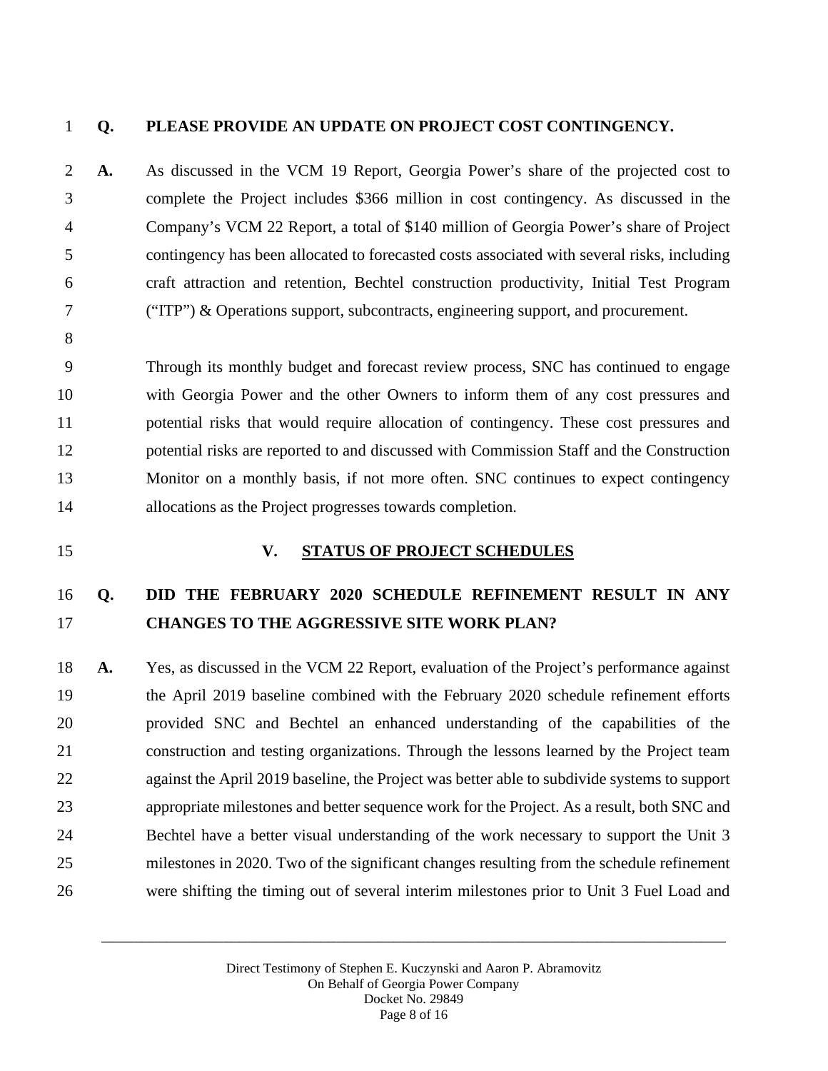**Q. PLEASE PROVIDE AN UPDATE ON PROJECT COST CONTINGENCY.**

**A.** As discussed in the VCM 19 Report, Georgia Power's share of the projected cost to complete the Project includes $366 million in cost contingency. As discussed in the Company's VCM 22 Report, a total of $140 million of Georgia Power's share of Project contingency has been allocated to forecasted costs associated with several risks, including craft attraction and retention, Bechtel construction productivity, Initial Test Program ("ITP") & Operations support, subcontracts, engineering support, and procurement.

Through its monthly budget and forecast review process, SNC has continued to engage with Georgia Power and the other Owners to inform them of any cost pressures and potential risks that would require allocation of contingency. These cost pressures and potential risks are reported to and discussed with Commission Staff and the Construction Monitor on a monthly basis, if not more often. SNC continues to expect contingency allocations as the Project progresses towards completion.

## V. STATUS OF PROJECT SCHEDULES

**Q. DID THE FEBRUARY 2020 SCHEDULE REFINEMENT RESULT IN ANY CHANGES TO THE AGGRESSIVE SITE WORK PLAN?**

**A.** Yes, as discussed in the VCM 22 Report, evaluation of the Project's performance against the April 2019 baseline combined with the February 2020 schedule refinement efforts provided SNC and Bechtel an enhanced understanding of the capabilities of the construction and testing organizations. Through the lessons learned by the Project team against the April 2019 baseline, the Project was better able to subdivide systems to support appropriate milestones and better sequence work for the Project. As a result, both SNC and Bechtel have a better visual understanding of the work necessary to support the Unit 3 milestones in 2020. Two of the significant changes resulting from the schedule refinement were shifting the timing out of several interim milestones prior to Unit 3 Fuel Load and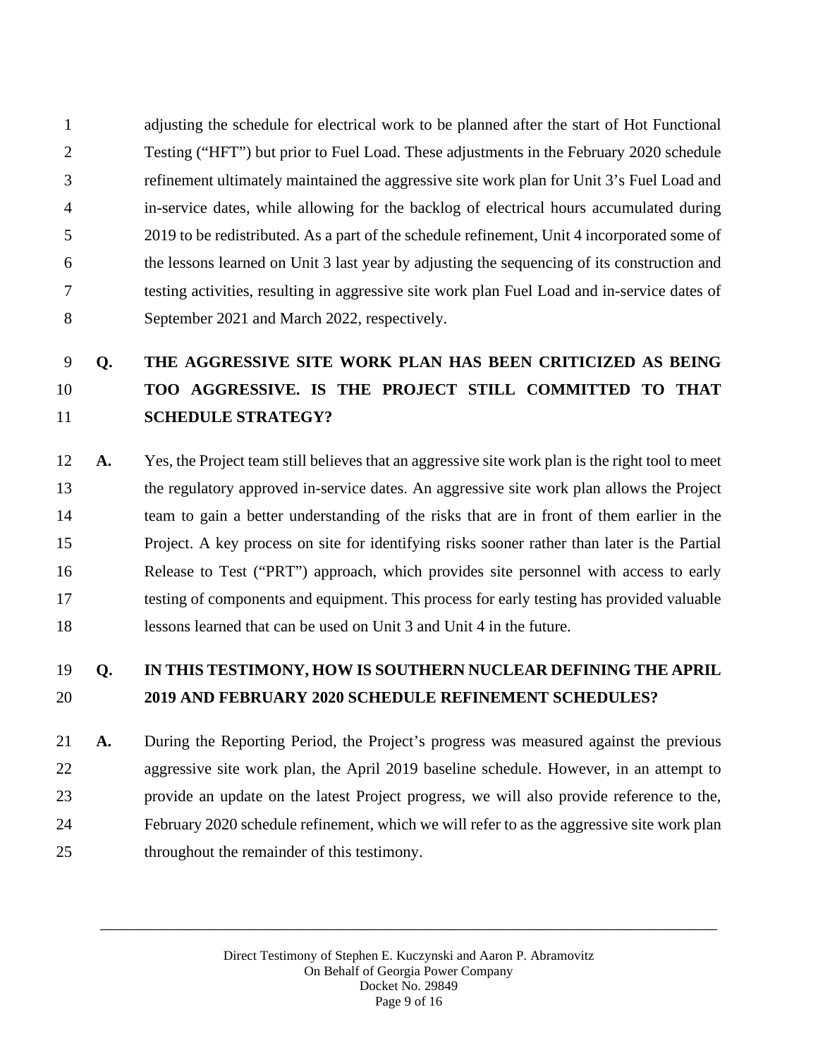adjusting the schedule for electrical work to be planned after the start of Hot Functional Testing ("HFT") but prior to Fuel Load. These adjustments in the February 2020 schedule refinement ultimately maintained the aggressive site work plan for Unit 3's Fuel Load and in-service dates, while allowing for the backlog of electrical hours accumulated during 2019 to be redistributed. As a part of the schedule refinement, Unit 4 incorporated some of the lessons learned on Unit 3 last year by adjusting the sequencing of its construction and testing activities, resulting in aggressive site work plan Fuel Load and in-service dates of September 2021 and March 2022, respectively.

**Q. THE AGGRESSIVE SITE WORK PLAN HAS BEEN CRITICIZED AS BEING TOO AGGRESSIVE. IS THE PROJECT STILL COMMITTED TO THAT SCHEDULE STRATEGY?**

**A.** Yes, the Project team still believes that an aggressive site work plan is the right tool to meet the regulatory approved in-service dates. An aggressive site work plan allows the Project team to gain a better understanding of the risks that are in front of them earlier in the Project. A key process on site for identifying risks sooner rather than later is the Partial Release to Test ("PRT") approach, which provides site personnel with access to early testing of components and equipment. This process for early testing has provided valuable lessons learned that can be used on Unit 3 and Unit 4 in the future.

**Q. IN THIS TESTIMONY, HOW IS SOUTHERN NUCLEAR DEFINING THE APRIL 2019 AND FEBRUARY 2020 SCHEDULE REFINEMENT SCHEDULES?**

**A.** During the Reporting Period, the Project's progress was measured against the previous aggressive site work plan, the April 2019 baseline schedule. However, in an attempt to provide an update on the latest Project progress, we will also provide reference to the, February 2020 schedule refinement, which we will refer to as the aggressive site work plan throughout the remainder of this testimony.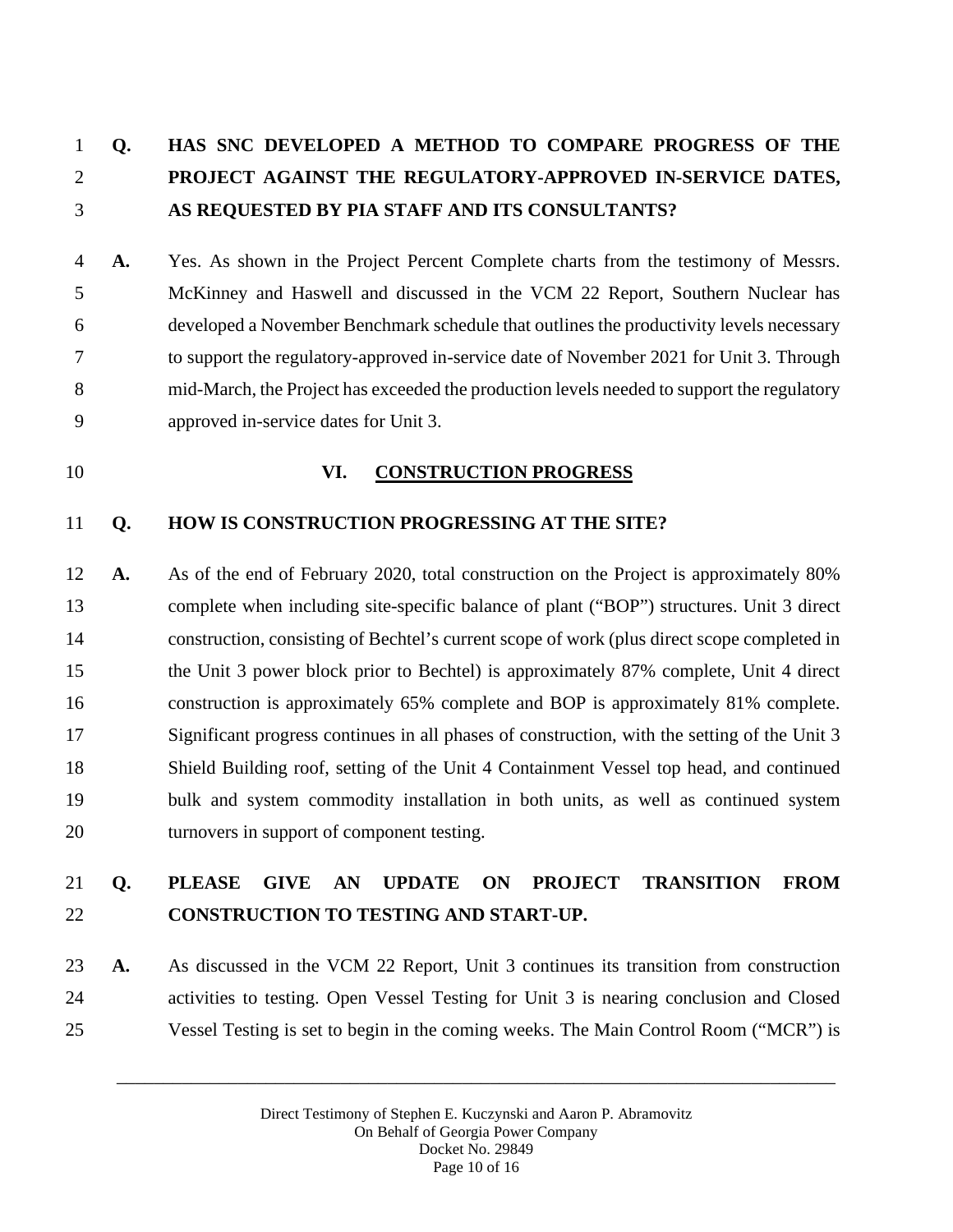**Q. HAS SNC DEVELOPED A METHOD TO COMPARE PROGRESS OF THE PROJECT AGAINST THE REGULATORY-APPROVED IN-SERVICE DATES, AS REQUESTED BY PIA STAFF AND ITS CONSULTANTS?**

**A.** Yes. As shown in the Project Percent Complete charts from the testimony of Messrs. McKinney and Haswell and discussed in the VCM 22 Report, Southern Nuclear has developed a November Benchmark schedule that outlines the productivity levels necessary to support the regulatory-approved in-service date of November 2021 for Unit 3. Through mid-March, the Project has exceeded the production levels needed to support the regulatory approved in-service dates for Unit 3.

## VI. CONSTRUCTION PROGRESS

**Q. HOW IS CONSTRUCTION PROGRESSING AT THE SITE?**

**A.** As of the end of February 2020, total construction on the Project is approximately 80% complete when including site-specific balance of plant ("BOP") structures. Unit 3 direct construction, consisting of Bechtel's current scope of work (plus direct scope completed in the Unit 3 power block prior to Bechtel) is approximately 87% complete, Unit 4 direct construction is approximately 65% complete and BOP is approximately 81% complete. Significant progress continues in all phases of construction, with the setting of the Unit 3 Shield Building roof, setting of the Unit 4 Containment Vessel top head, and continued bulk and system commodity installation in both units, as well as continued system turnovers in support of component testing.

**Q. PLEASE GIVE AN UPDATE ON PROJECT TRANSITION FROM CONSTRUCTION TO TESTING AND START-UP.**

**A.** As discussed in the VCM 22 Report, Unit 3 continues its transition from construction activities to testing. Open Vessel Testing for Unit 3 is nearing conclusion and Closed Vessel Testing is set to begin in the coming weeks. The Main Control Room ("MCR") is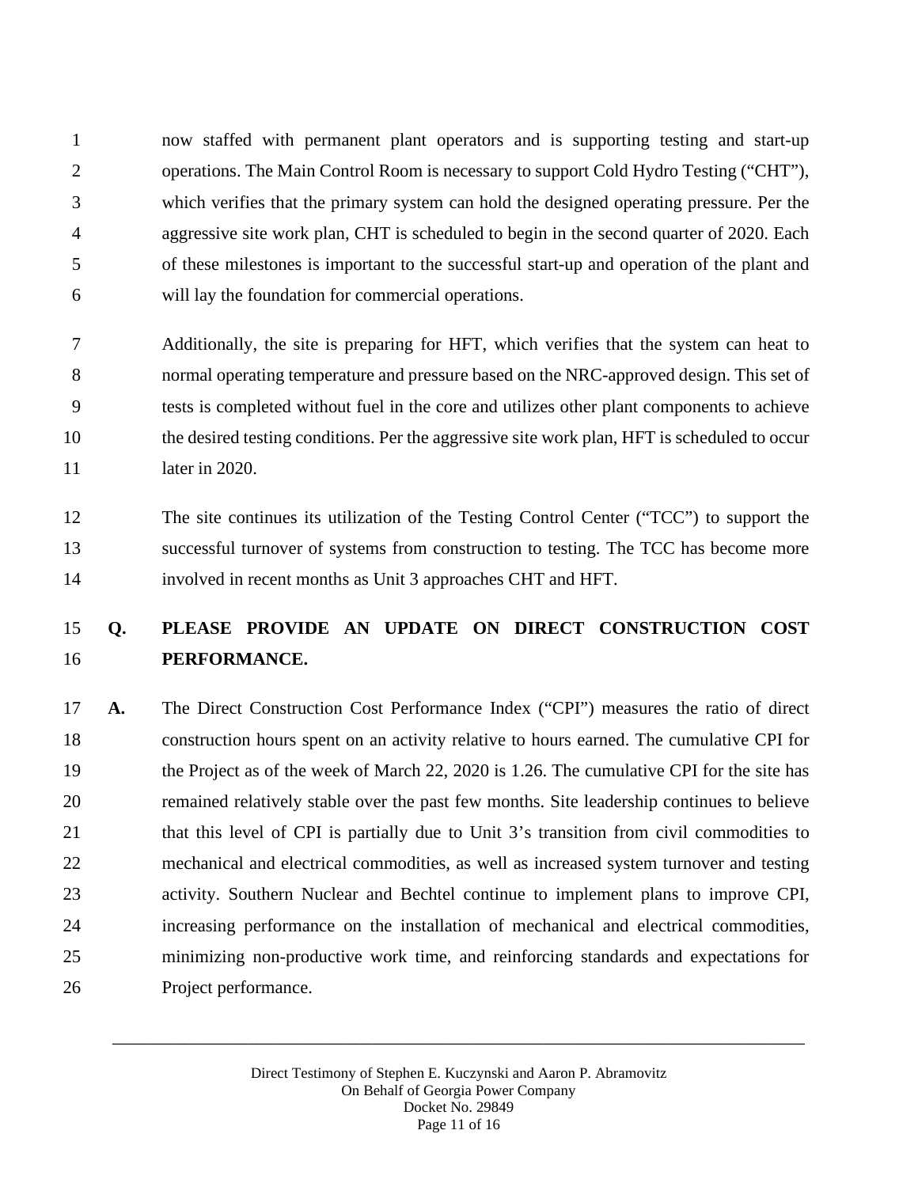now staffed with permanent plant operators and is supporting testing and start-up operations. The Main Control Room is necessary to support Cold Hydro Testing ("CHT"), which verifies that the primary system can hold the designed operating pressure. Per the aggressive site work plan, CHT is scheduled to begin in the second quarter of 2020. Each of these milestones is important to the successful start-up and operation of the plant and will lay the foundation for commercial operations.

Additionally, the site is preparing for HFT, which verifies that the system can heat to normal operating temperature and pressure based on the NRC-approved design. This set of tests is completed without fuel in the core and utilizes other plant components to achieve the desired testing conditions. Per the aggressive site work plan, HFT is scheduled to occur later in 2020.

The site continues its utilization of the Testing Control Center ("TCC") to support the successful turnover of systems from construction to testing. The TCC has become more involved in recent months as Unit 3 approaches CHT and HFT.

**Q. PLEASE PROVIDE AN UPDATE ON DIRECT CONSTRUCTION COST PERFORMANCE.**

**A.** The Direct Construction Cost Performance Index ("CPI") measures the ratio of direct construction hours spent on an activity relative to hours earned. The cumulative CPI for the Project as of the week of March 22, 2020 is 1.26. The cumulative CPI for the site has remained relatively stable over the past few months. Site leadership continues to believe that this level of CPI is partially due to Unit 3's transition from civil commodities to mechanical and electrical commodities, as well as increased system turnover and testing activity. Southern Nuclear and Bechtel continue to implement plans to improve CPI, increasing performance on the installation of mechanical and electrical commodities, minimizing non-productive work time, and reinforcing standards and expectations for Project performance.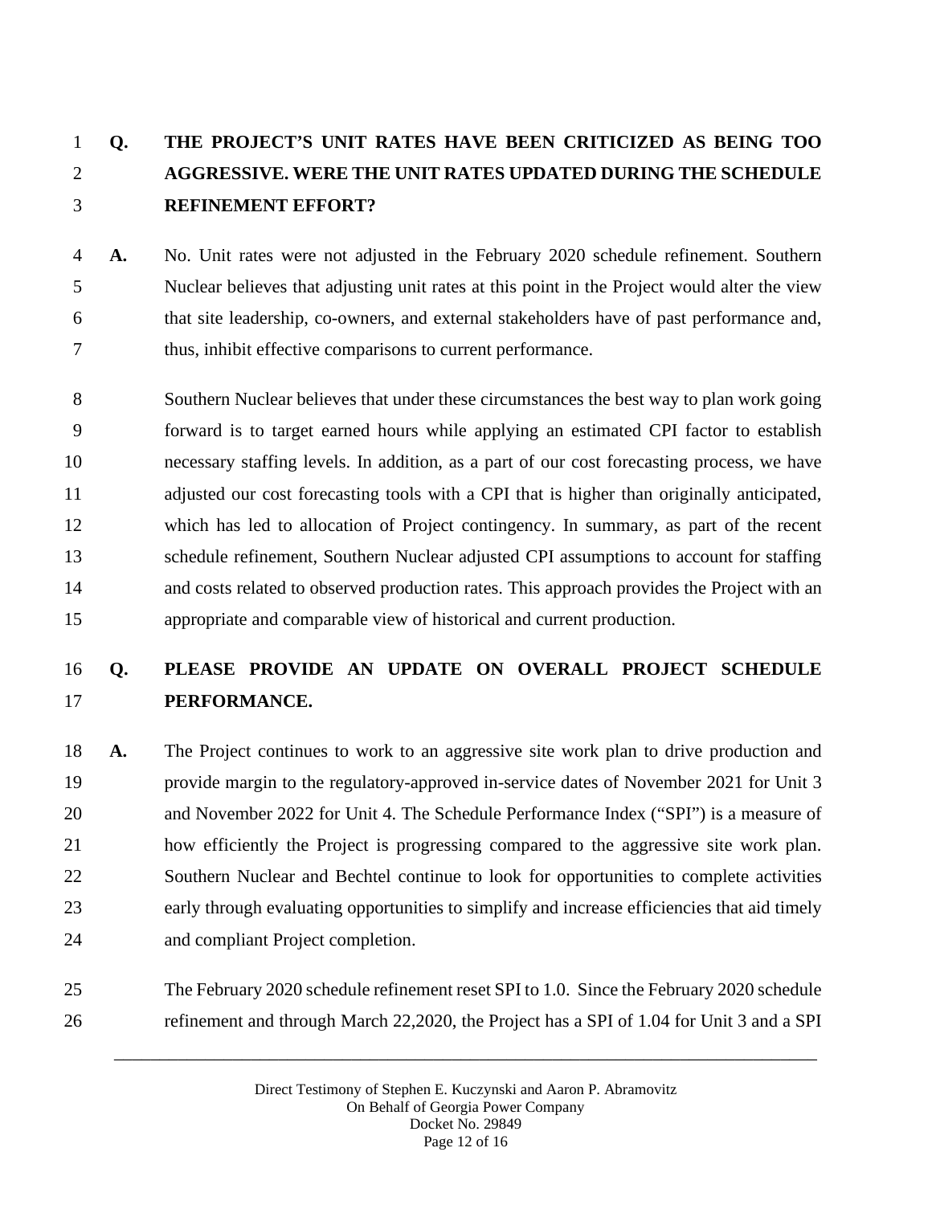**Q. THE PROJECT'S UNIT RATES HAVE BEEN CRITICIZED AS BEING TOO AGGRESSIVE. WERE THE UNIT RATES UPDATED DURING THE SCHEDULE REFINEMENT EFFORT?**

**A.** No. Unit rates were not adjusted in the February 2020 schedule refinement. Southern Nuclear believes that adjusting unit rates at this point in the Project would alter the view that site leadership, co-owners, and external stakeholders have of past performance and, thus, inhibit effective comparisons to current performance.

Southern Nuclear believes that under these circumstances the best way to plan work going forward is to target earned hours while applying an estimated CPI factor to establish necessary staffing levels. In addition, as a part of our cost forecasting process, we have adjusted our cost forecasting tools with a CPI that is higher than originally anticipated, which has led to allocation of Project contingency. In summary, as part of the recent schedule refinement, Southern Nuclear adjusted CPI assumptions to account for staffing and costs related to observed production rates. This approach provides the Project with an appropriate and comparable view of historical and current production.

**Q. PLEASE PROVIDE AN UPDATE ON OVERALL PROJECT SCHEDULE PERFORMANCE.**

**A.** The Project continues to work to an aggressive site work plan to drive production and provide margin to the regulatory-approved in-service dates of November 2021 for Unit 3 and November 2022 for Unit 4. The Schedule Performance Index ("SPI") is a measure of how efficiently the Project is progressing compared to the aggressive site work plan. Southern Nuclear and Bechtel continue to look for opportunities to complete activities early through evaluating opportunities to simplify and increase efficiencies that aid timely and compliant Project completion.

The February 2020 schedule refinement reset SPI to 1.0. Since the February 2020 schedule refinement and through March 22,2020, the Project has a SPI of 1.04 for Unit 3 and a SPI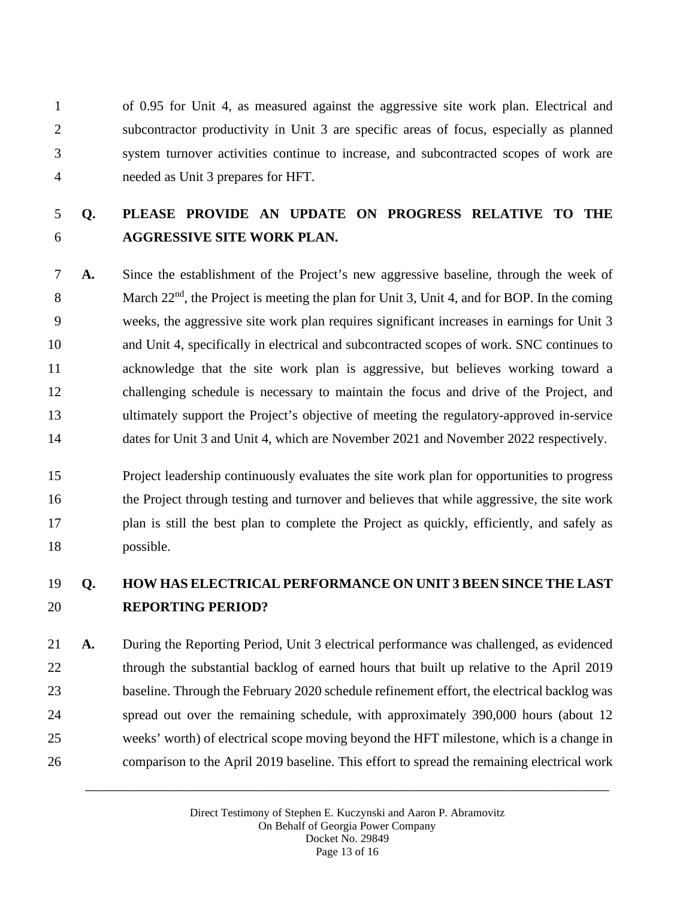of 0.95 for Unit 4, as measured against the aggressive site work plan. Electrical and subcontractor productivity in Unit 3 are specific areas of focus, especially as planned system turnover activities continue to increase, and subcontracted scopes of work are needed as Unit 3 prepares for HFT.

**Q. PLEASE PROVIDE AN UPDATE ON PROGRESS RELATIVE TO THE AGGRESSIVE SITE WORK PLAN.**

**A.** Since the establishment of the Project's new aggressive baseline, through the week of March 22nd, the Project is meeting the plan for Unit 3, Unit 4, and for BOP. In the coming weeks, the aggressive site work plan requires significant increases in earnings for Unit 3 and Unit 4, specifically in electrical and subcontracted scopes of work. SNC continues to acknowledge that the site work plan is aggressive, but believes working toward a challenging schedule is necessary to maintain the focus and drive of the Project, and ultimately support the Project's objective of meeting the regulatory-approved in-service dates for Unit 3 and Unit 4, which are November 2021 and November 2022 respectively.

Project leadership continuously evaluates the site work plan for opportunities to progress the Project through testing and turnover and believes that while aggressive, the site work plan is still the best plan to complete the Project as quickly, efficiently, and safely as possible.

**Q. HOW HAS ELECTRICAL PERFORMANCE ON UNIT 3 BEEN SINCE THE LAST REPORTING PERIOD?**

**A.** During the Reporting Period, Unit 3 electrical performance was challenged, as evidenced through the substantial backlog of earned hours that built up relative to the April 2019 baseline. Through the February 2020 schedule refinement effort, the electrical backlog was spread out over the remaining schedule, with approximately 390,000 hours (about 12 weeks' worth) of electrical scope moving beyond the HFT milestone, which is a change in comparison to the April 2019 baseline. This effort to spread the remaining electrical work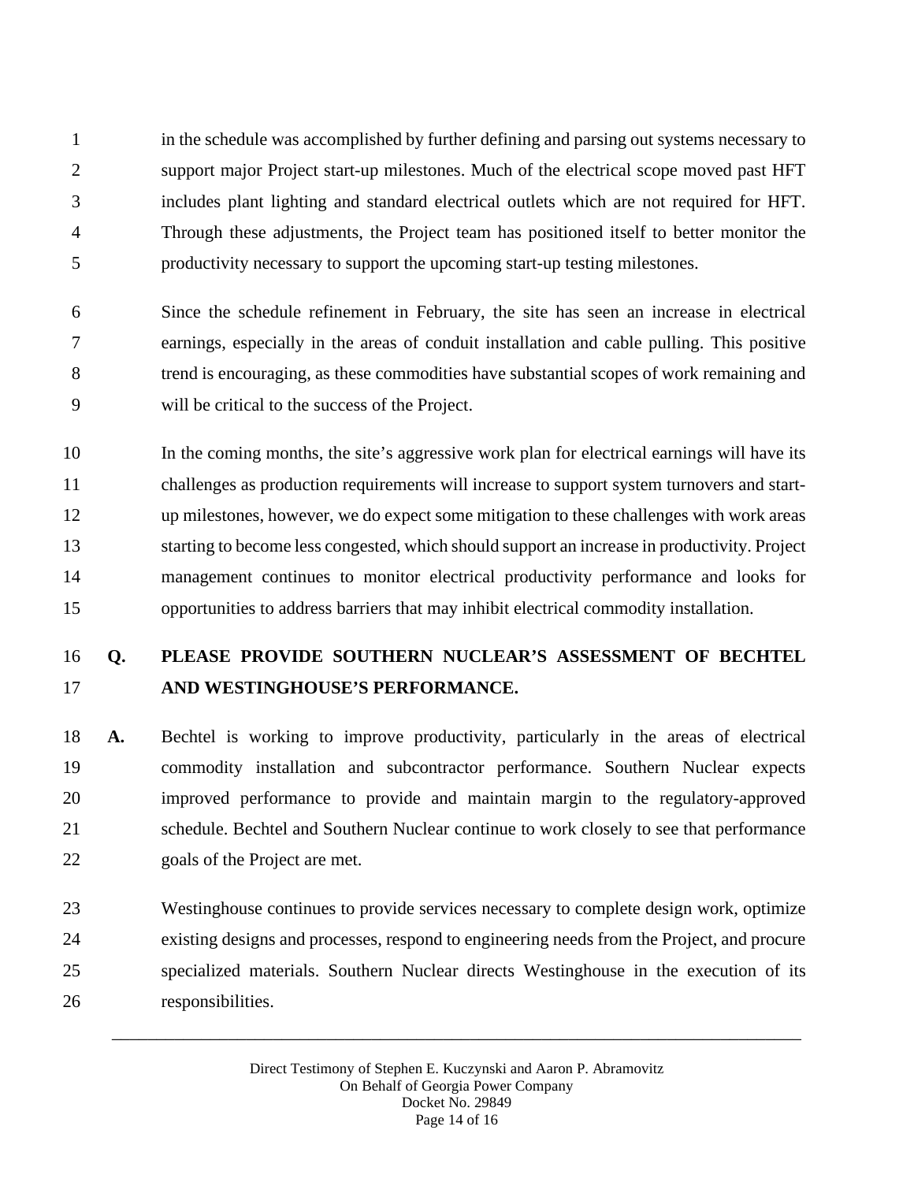in the schedule was accomplished by further defining and parsing out systems necessary to support major Project start-up milestones. Much of the electrical scope moved past HFT includes plant lighting and standard electrical outlets which are not required for HFT. Through these adjustments, the Project team has positioned itself to better monitor the productivity necessary to support the upcoming start-up testing milestones.

Since the schedule refinement in February, the site has seen an increase in electrical earnings, especially in the areas of conduit installation and cable pulling. This positive trend is encouraging, as these commodities have substantial scopes of work remaining and will be critical to the success of the Project.

In the coming months, the site's aggressive work plan for electrical earnings will have its challenges as production requirements will increase to support system turnovers and start-up milestones, however, we do expect some mitigation to these challenges with work areas starting to become less congested, which should support an increase in productivity. Project management continues to monitor electrical productivity performance and looks for opportunities to address barriers that may inhibit electrical commodity installation.

**Q. PLEASE PROVIDE SOUTHERN NUCLEAR'S ASSESSMENT OF BECHTEL AND WESTINGHOUSE'S PERFORMANCE.**

**A.** Bechtel is working to improve productivity, particularly in the areas of electrical commodity installation and subcontractor performance. Southern Nuclear expects improved performance to provide and maintain margin to the regulatory-approved schedule. Bechtel and Southern Nuclear continue to work closely to see that performance goals of the Project are met.

Westinghouse continues to provide services necessary to complete design work, optimize existing designs and processes, respond to engineering needs from the Project, and procure specialized materials. Southern Nuclear directs Westinghouse in the execution of its responsibilities.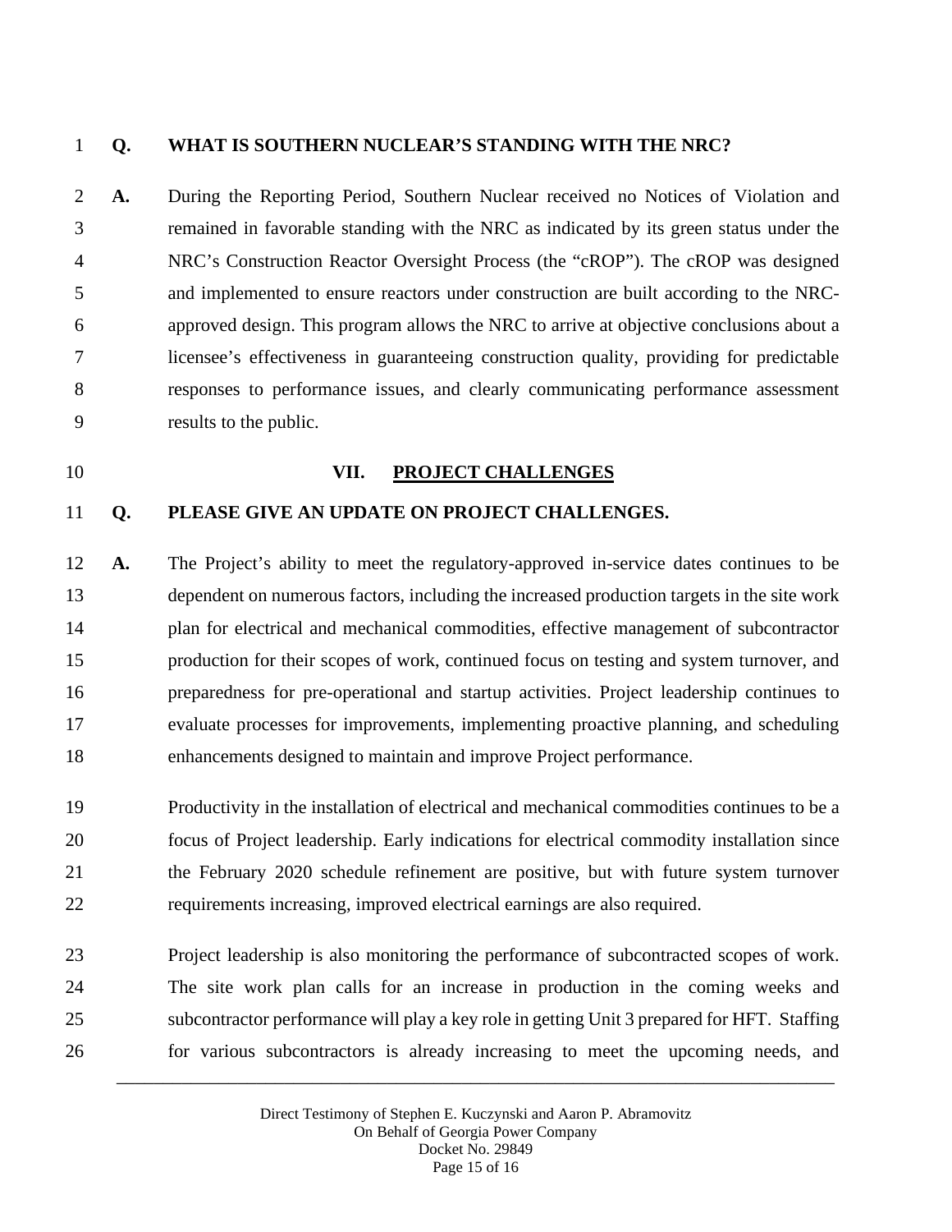**Q. WHAT IS SOUTHERN NUCLEAR'S STANDING WITH THE NRC?**

**A.** During the Reporting Period, Southern Nuclear received no Notices of Violation and remained in favorable standing with the NRC as indicated by its green status under the NRC's Construction Reactor Oversight Process (the "cROP"). The cROP was designed and implemented to ensure reactors under construction are built according to the NRC-approved design. This program allows the NRC to arrive at objective conclusions about a licensee's effectiveness in guaranteeing construction quality, providing for predictable responses to performance issues, and clearly communicating performance assessment results to the public.

## VII. PROJECT CHALLENGES

**Q. PLEASE GIVE AN UPDATE ON PROJECT CHALLENGES.**

**A.** The Project's ability to meet the regulatory-approved in-service dates continues to be dependent on numerous factors, including the increased production targets in the site work plan for electrical and mechanical commodities, effective management of subcontractor production for their scopes of work, continued focus on testing and system turnover, and preparedness for pre-operational and startup activities. Project leadership continues to evaluate processes for improvements, implementing proactive planning, and scheduling enhancements designed to maintain and improve Project performance.

Productivity in the installation of electrical and mechanical commodities continues to be a focus of Project leadership. Early indications for electrical commodity installation since the February 2020 schedule refinement are positive, but with future system turnover requirements increasing, improved electrical earnings are also required.

Project leadership is also monitoring the performance of subcontracted scopes of work. The site work plan calls for an increase in production in the coming weeks and subcontractor performance will play a key role in getting Unit 3 prepared for HFT. Staffing for various subcontractors is already increasing to meet the upcoming needs, and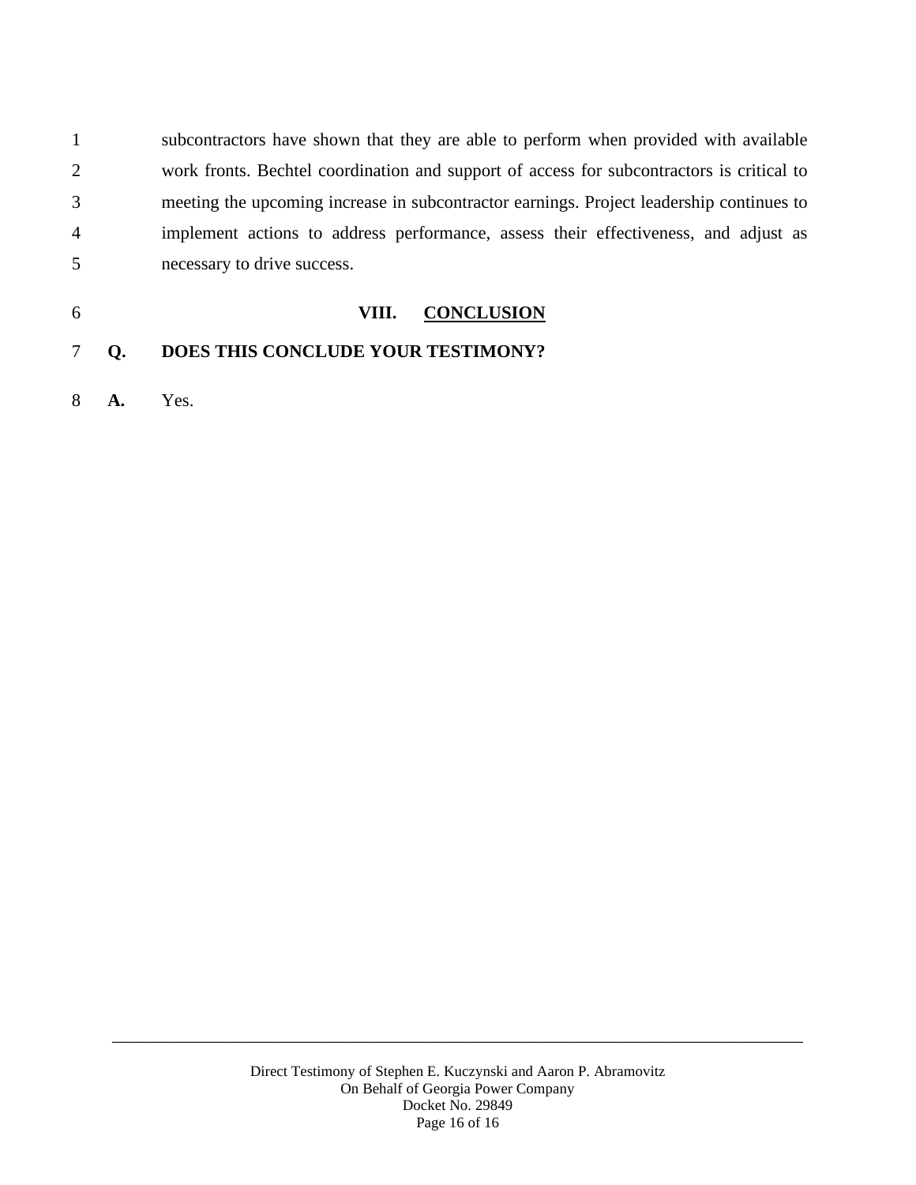subcontractors have shown that they are able to perform when provided with available work fronts. Bechtel coordination and support of access for subcontractors is critical to meeting the upcoming increase in subcontractor earnings. Project leadership continues to implement actions to address performance, assess their effectiveness, and adjust as necessary to drive success.

## VIII. CONCLUSION

**Q. DOES THIS CONCLUDE YOUR TESTIMONY?**

**A.** Yes.